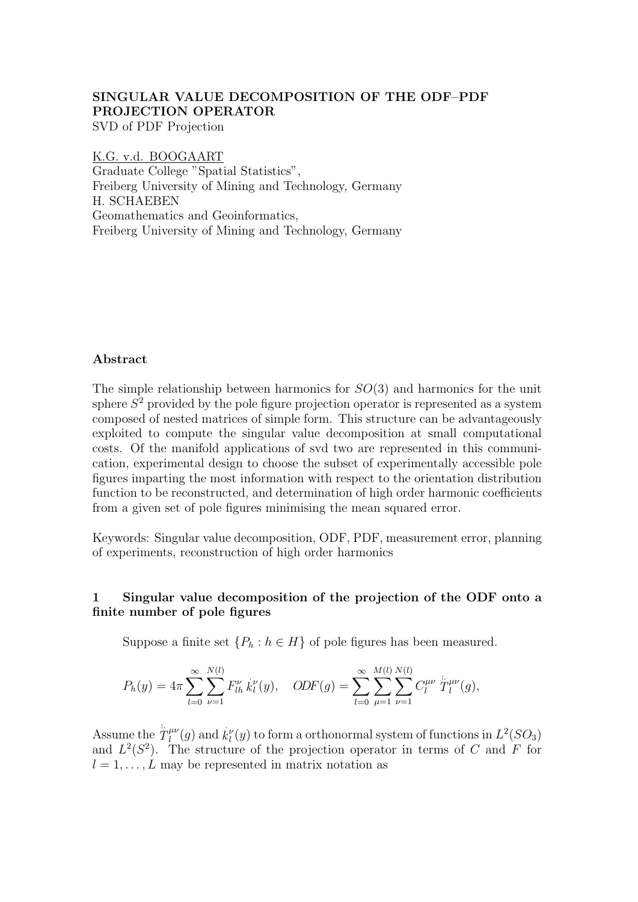**SINGULAR VALUE DECOMPOSITION OF THE ODF–PDF PROJECTION OPERATOR**

SVD of PDF Projection

K.G. v.d. BOOGAART
Graduate College "Spatial Statistics",
Freiberg University of Mining and Technology, Germany
H. SCHAEBEN
Geomathematics and Geoinformatics,
Freiberg University of Mining and Technology, Germany

## Abstract

The simple relationship between harmonics for $SO(3)$ and harmonics for the unit sphere $S^2$ provided by the pole figure projection operator is represented as a system composed of nested matrices of simple form. This structure can be advantageously exploited to compute the singular value decomposition at small computational costs. Of the manifold applications of svd two are represented in this communication, experimental design to choose the subset of experimentally accessible pole figures imparting the most information with respect to the orientation distribution function to be reconstructed, and determination of high order harmonic coefficients from a given set of pole figures minimising the mean squared error.

Keywords: Singular value decomposition, ODF, PDF, measurement error, planning of experiments, reconstruction of high order harmonics

## 1 Singular value decomposition of the projection of the ODF onto a finite number of pole figures

Suppose a finite set $\{P_h : h \in H\}$ of pole figures has been measured.

$$P_h(y) = 4\pi \sum_{l=0}^{\infty} \sum_{\nu=1}^{N(l)} F_{lh}^{\nu} \, \dot{k}_l^{\nu}(y), \quad ODF(g) = \sum_{l=0}^{\infty} \sum_{\mu=1}^{M(l)} \sum_{\nu=1}^{N(l)} C_l^{\mu\nu} \, \dot{\dot{T}}_l^{\mu\nu}(g),$$

Assume the $\dot{\dot{T}}_l^{\mu\nu}(g)$ and $\dot{k}_l^{\nu}(y)$ to form a orthonormal system of functions in $L^2(SO_3)$ and $L^2(S^2)$. The structure of the projection operator in terms of $C$ and $F$ for $l = 1, \ldots, L$ may be represented in matrix notation as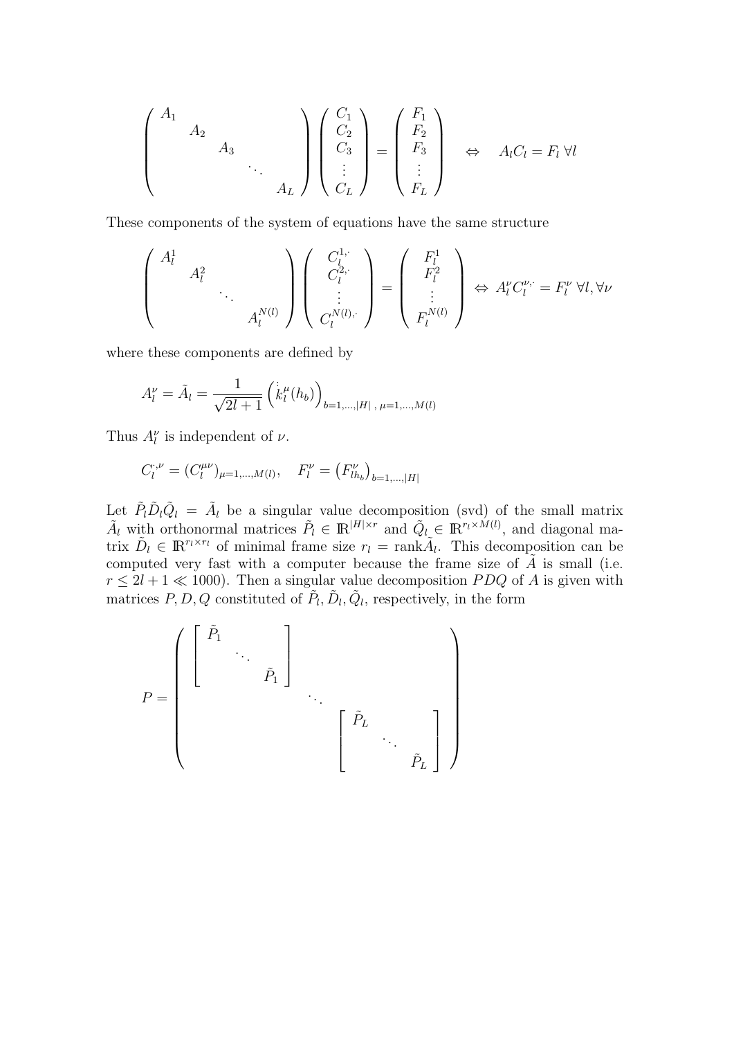$$
\begin{pmatrix} A_1 & & & & \\ & A_2 & & & \\ & & A_3 & & \\ & & & \ddots & \\ & & & & A_L \end{pmatrix} \begin{pmatrix} C_1 \\ C_2 \\ C_3 \\ \vdots \\ C_L \end{pmatrix} = \begin{pmatrix} F_1 \\ F_2 \\ F_3 \\ \vdots \\ F_L \end{pmatrix} \quad \Leftrightarrow \quad A_l C_l = F_l \;\forall l
$$

These components of the system of equations have the same structure

$$
\begin{pmatrix} A_l^1 & & & \\ & A_l^2 & & \\ & & \ddots & \\ & & & A_l^{N(l)} \end{pmatrix} \begin{pmatrix} C_l^{1,\cdot} \\ C_l^{2,\cdot} \\ \vdots \\ C_l^{N(l),\cdot} \end{pmatrix} = \begin{pmatrix} F_l^1 \\ F_l^2 \\ \vdots \\ F_l^{N(l)} \end{pmatrix} \Leftrightarrow A_l^\nu C_l^{\nu,\cdot} = F_l^\nu \;\forall l, \forall \nu
$$

where these components are defined by

$$
A_l^\nu = \tilde{A}_l = \frac{1}{\sqrt{2l+1}} \left( \dot{k}_l^\mu(h_b) \right)_{b=1,\ldots,|H|\;,\;\mu=1,\ldots,M(l)}
$$

Thus $A_l^\nu$ is independent of $\nu$.

$$
C_l^{\cdot,\nu} = (C_l^{\mu\nu})_{\mu=1,\ldots,M(l)}, \quad F_l^\nu = \left(F_{lh_b}^\nu\right)_{b=1,\ldots,|H|}
$$

Let $\tilde{P}_l \tilde{D}_l \tilde{Q}_l = \tilde{A}_l$ be a singular value decomposition (svd) of the small matrix $\tilde{A}_l$ with orthonormal matrices $\tilde{P}_l \in \mathbb{R}^{|H| \times r}$ and $\tilde{Q}_l \in \mathbb{R}^{r_l \times M(l)}$, and diagonal matrix $\tilde{D}_l \in \mathbb{R}^{r_l \times r_l}$ of minimal frame size $r_l = \operatorname{rank} \tilde{A}_l$. This decomposition can be computed very fast with a computer because the frame size of $\tilde{A}$ is small (i.e. $r \leq 2l+1 \ll 1000$). Then a singular value decomposition $PDQ$ of $A$ is given with matrices $P, D, Q$ constituted of $\tilde{P}_l, \tilde{D}_l, \tilde{Q}_l$, respectively, in the form

$$
P = \begin{pmatrix} \begin{bmatrix} \tilde{P}_1 & & \\ & \ddots & \\ & & \tilde{P}_1 \end{bmatrix} & & \\ & \ddots & \\ & & \begin{bmatrix} \tilde{P}_L & & \\ & \ddots & \\ & & \tilde{P}_L \end{bmatrix} \end{pmatrix}
$$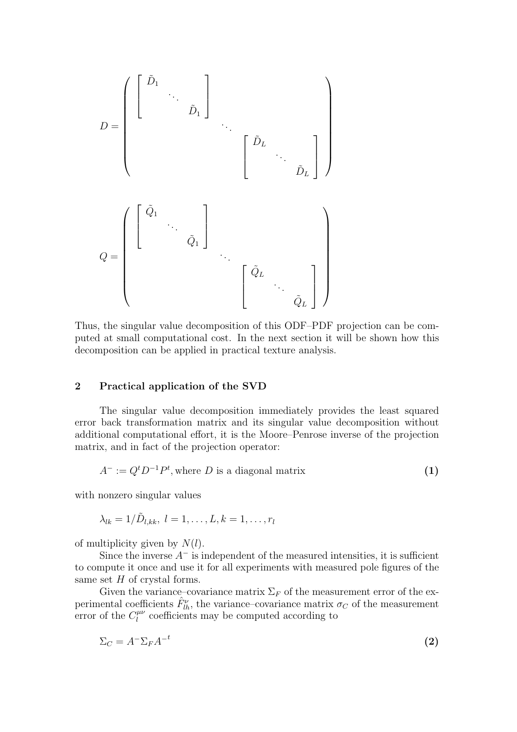$$
D = \begin{pmatrix} \begin{bmatrix} \tilde{D}_1 & & \\ & \ddots & \\ & & \tilde{D}_1 \end{bmatrix} & & \\ & \ddots & \\ & & \begin{bmatrix} \tilde{D}_L & & \\ & \ddots & \\ & & \tilde{D}_L \end{bmatrix} \end{pmatrix}
$$

$$
Q = \begin{pmatrix} \begin{bmatrix} \tilde{Q}_1 & & \\ & \ddots & \\ & & \tilde{Q}_1 \end{bmatrix} & & \\ & \ddots & \\ & & \begin{bmatrix} \tilde{Q}_L & & \\ & \ddots & \\ & & \tilde{Q}_L \end{bmatrix} \end{pmatrix}
$$

Thus, the singular value decomposition of this ODF–PDF projection can be computed at small computational cost. In the next section it will be shown how this decomposition can be applied in practical texture analysis.

## 2 Practical application of the SVD

The singular value decomposition immediately provides the least squared error back transformation matrix and its singular value decomposition without additional computational effort, it is the Moore–Penrose inverse of the projection matrix, and in fact of the projection operator:

$$A^{-} := Q^t D^{-1} P^t, \text{where } D \text{ is a diagonal matrix} \tag{1}$$

with nonzero singular values

$$\lambda_{lk} = 1/\tilde{D}_{l,kk},\ l = 1, \ldots, L, k = 1, \ldots, r_l$$

of multiplicity given by $N(l)$.

Since the inverse $A^{-}$ is independent of the measured intensities, it is sufficient to compute it once and use it for all experiments with measured pole figures of the same set $H$ of crystal forms.

Given the variance–covariance matrix $\Sigma_F$ of the measurement error of the experimental coefficients $\hat{F}^{\nu}_{lh}$, the variance–covariance matrix $\sigma_C$ of the measurement error of the $C^{\mu\nu}_l$ coefficients may be computed according to

$$\Sigma_C = A^{-} \Sigma_F A^{-t} \tag{2}$$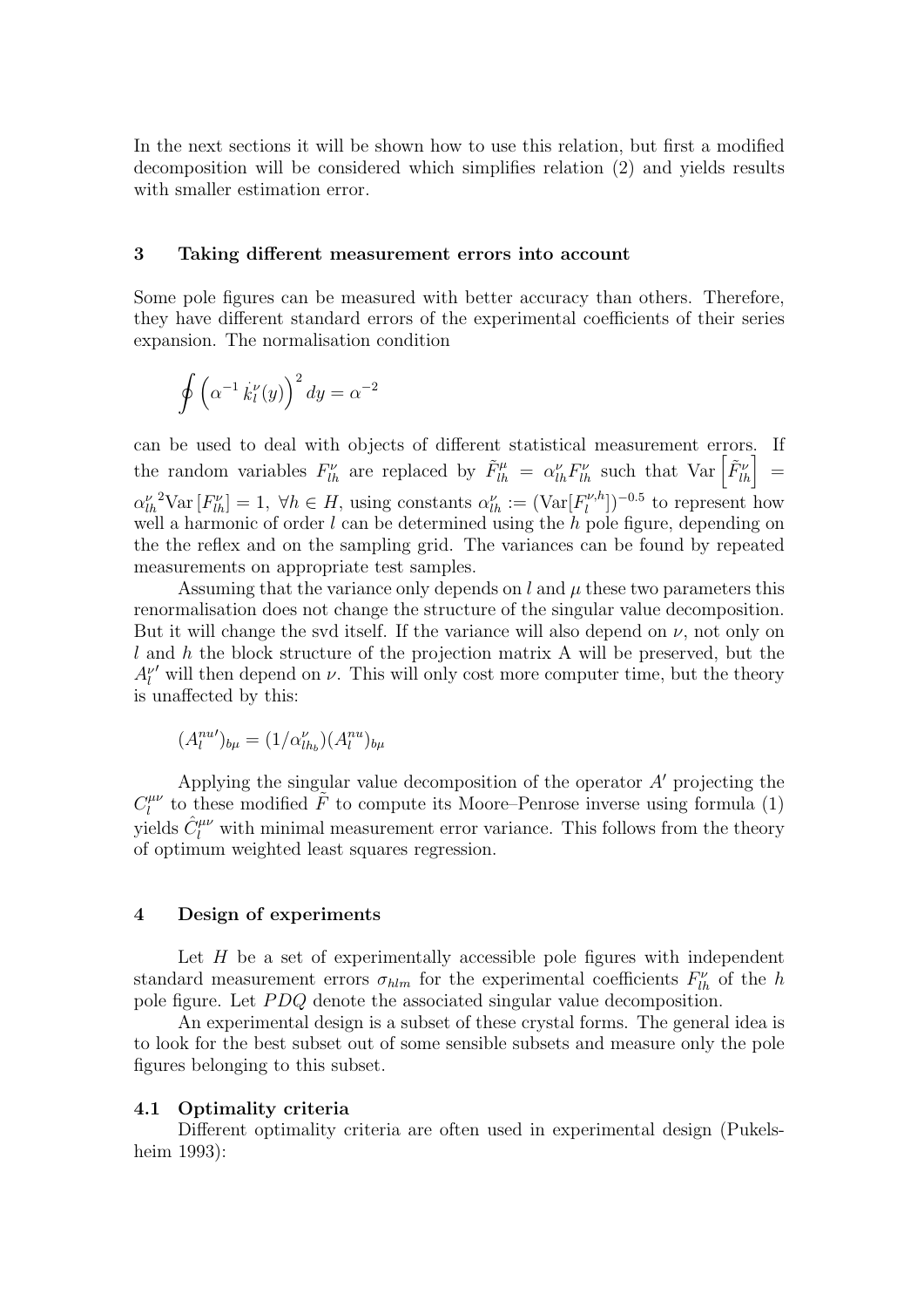In the next sections it will be shown how to use this relation, but first a modified decomposition will be considered which simplifies relation (2) and yields results with smaller estimation error.

## 3 Taking different measurement errors into account

Some pole figures can be measured with better accuracy than others. Therefore, they have different standard errors of the experimental coefficients of their series expansion. The normalisation condition

$$\oint \left( \alpha^{-1} \dot{k}_l^{\nu}(y) \right)^2 dy = \alpha^{-2}$$

can be used to deal with objects of different statistical measurement errors. If the random variables $F_{lh}^{\nu}$ are replaced by $\tilde{F}_{lh}^{\mu} = \alpha_{lh}^{\nu} F_{lh}^{\nu}$ such that $\mathrm{Var}\left[\tilde{F}_{lh}^{\nu}\right] = {\alpha_{lh}^{\nu}}^2 \mathrm{Var}\left[F_{lh}^{\nu}\right] = 1$, $\forall h \in H$, using constants $\alpha_{lh}^{\nu} := (\mathrm{Var}[F_l^{\nu,h}])^{-0.5}$ to represent how well a harmonic of order $l$ can be determined using the $h$ pole figure, depending on the the reflex and on the sampling grid. The variances can be found by repeated measurements on appropriate test samples.

Assuming that the variance only depends on $l$ and $\mu$ these two parameters this renormalisation does not change the structure of the singular value decomposition. But it will change the svd itself. If the variance will also depend on $\nu$, not only on $l$ and $h$ the block structure of the projection matrix A will be preserved, but the $A_l^{\nu\prime}$ will then depend on $\nu$. This will only cost more computer time, but the theory is unaffected by this:

$$(A_l^{nu\prime})_{b\mu} = (1/\alpha_{lh_b}^{\nu})(A_l^{nu})_{b\mu}$$

Applying the singular value decomposition of the operator $A'$ projecting the $C_l^{\mu\nu}$ to these modified $\tilde{F}$ to compute its Moore–Penrose inverse using formula (1) yields $\hat{C}_l^{\mu\nu}$ with minimal measurement error variance. This follows from the theory of optimum weighted least squares regression.

## 4 Design of experiments

Let $H$ be a set of experimentally accessible pole figures with independent standard measurement errors $\sigma_{hlm}$ for the experimental coefficients $F_{lh}^{\nu}$ of the $h$ pole figure. Let $PDQ$ denote the associated singular value decomposition.

An experimental design is a subset of these crystal forms. The general idea is to look for the best subset out of some sensible subsets and measure only the pole figures belonging to this subset.

### 4.1 Optimality criteria

Different optimality criteria are often used in experimental design (Pukelsheim 1993):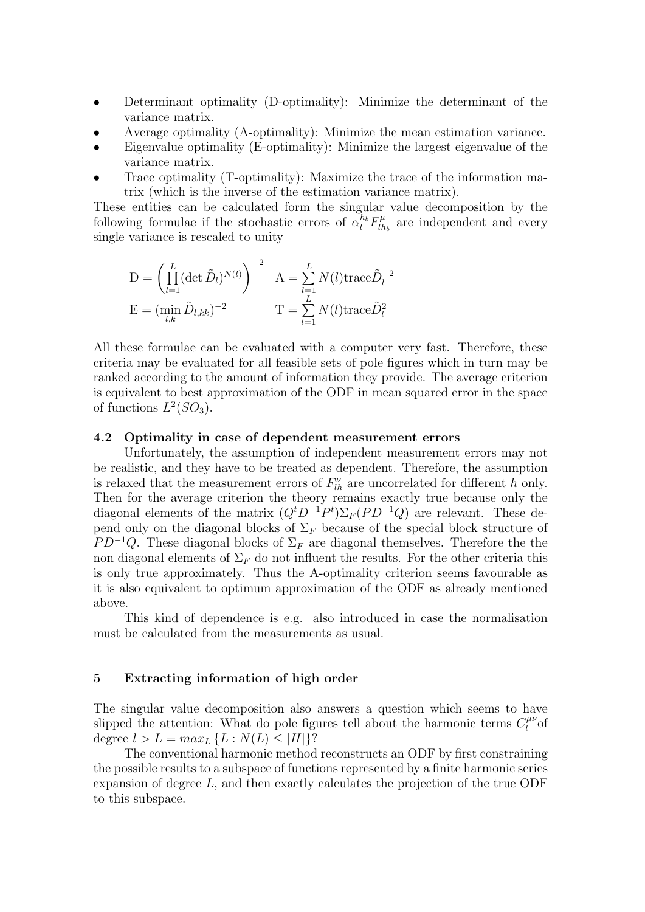- Determinant optimality (D-optimality): Minimize the determinant of the variance matrix.
- Average optimality (A-optimality): Minimize the mean estimation variance.
- Eigenvalue optimality (E-optimality): Minimize the largest eigenvalue of the variance matrix.
- Trace optimality (T-optimality): Maximize the trace of the information matrix (which is the inverse of the estimation variance matrix).

These entities can be calculated form the singular value decomposition by the following formulae if the stochastic errors of $\alpha_l^{h_b} F_{lh_b}^{\mu}$ are independent and every single variance is rescaled to unity

$$
\mathrm{D} = \left( \prod_{l=1}^{L} (\det \tilde{D}_l)^{N(l)} \right)^{-2} \qquad \mathrm{A} = \sum_{l=1}^{L} N(l) \mathrm{trace} \tilde{D}_l^{-2}
$$

$$
\mathrm{E} = (\min_{l,k} \tilde{D}_{l,kk})^{-2} \qquad \mathrm{T} = \sum_{l=1}^{L} N(l) \mathrm{trace} \tilde{D}_l^{2}
$$

All these formulae can be evaluated with a computer very fast. Therefore, these criteria may be evaluated for all feasible sets of pole figures which in turn may be ranked according to the amount of information they provide. The average criterion is equivalent to best approximation of the ODF in mean squared error in the space of functions $L^2(SO_3)$.

### 4.2 Optimality in case of dependent measurement errors

Unfortunately, the assumption of independent measurement errors may not be realistic, and they have to be treated as dependent. Therefore, the assumption is relaxed that the measurement errors of $F_{lh}^{\nu}$ are uncorrelated for different $h$ only. Then for the average criterion the theory remains exactly true because only the diagonal elements of the matrix $(Q^t D^{-1} P^t)\Sigma_F (P D^{-1} Q)$ are relevant. These depend only on the diagonal blocks of $\Sigma_F$ because of the special block structure of $PD^{-1}Q$. These diagonal blocks of $\Sigma_F$ are diagonal themselves. Therefore the the non diagonal elements of $\Sigma_F$ do not influent the results. For the other criteria this is only true approximately. Thus the A-optimality criterion seems favourable as it is also equivalent to optimum approximation of the ODF as already mentioned above.

This kind of dependence is e.g. also introduced in case the normalisation must be calculated from the measurements as usual.

## 5 Extracting information of high order

The singular value decomposition also answers a question which seems to have slipped the attention: What do pole figures tell about the harmonic terms $C_l^{\mu\nu}$ of degree $l > L = max_L \{L : N(L) \leq |H|\}$?

The conventional harmonic method reconstructs an ODF by first constraining the possible results to a subspace of functions represented by a finite harmonic series expansion of degree $L$, and then exactly calculates the projection of the true ODF to this subspace.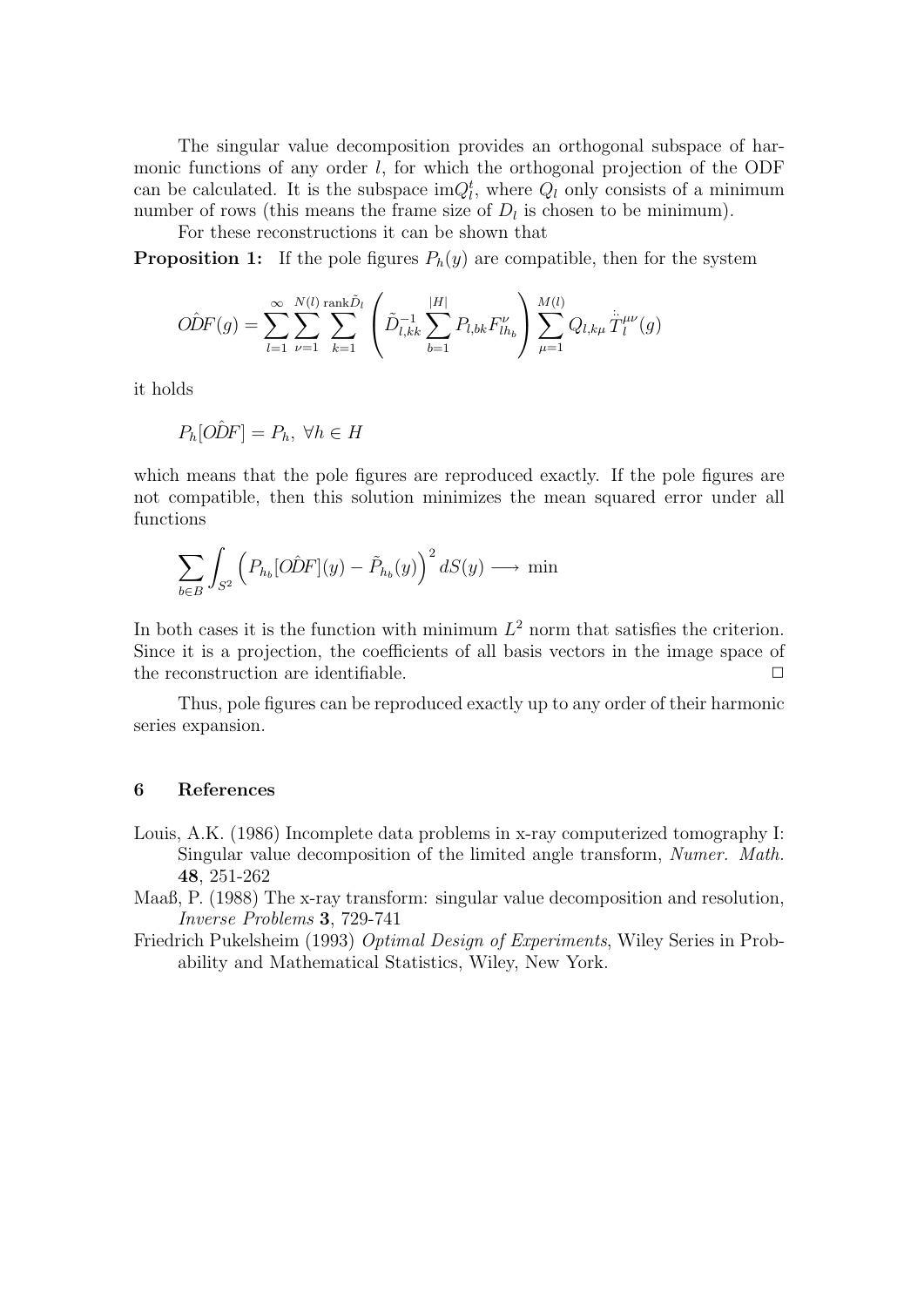The singular value decomposition provides an orthogonal subspace of harmonic functions of any order $l$, for which the orthogonal projection of the ODF can be calculated. It is the subspace $\mathrm{im}Q_l^t$, where $Q_l$ only consists of a minimum number of rows (this means the frame size of $D_l$ is chosen to be minimum).

For these reconstructions it can be shown that

**Proposition 1:** If the pole figures $P_h(y)$ are compatible, then for the system

$$\hat{ODF}(g) = \sum_{l=1}^{\infty} \sum_{\nu=1}^{N(l)} \sum_{k=1}^{\mathrm{rank}\tilde{D}_l} \left( \tilde{D}_{l,kk}^{-1} \sum_{b=1}^{|H|} P_{l,bk} F_{lh_b}^{\nu} \right) \sum_{\mu=1}^{M(l)} Q_{l,k\mu} \dot{\dot{T}}_l^{\mu\nu}(g)$$

it holds

$$P_h[\hat{ODF}] = P_h, \ \forall h \in H$$

which means that the pole figures are reproduced exactly. If the pole figures are not compatible, then this solution minimizes the mean squared error under all functions

$$\sum_{b \in B} \int_{S^2} \left( P_{h_b}[\hat{ODF}](y) - \tilde{P}_{h_b}(y) \right)^2 dS(y) \longrightarrow \min$$

In both cases it is the function with minimum $L^2$ norm that satisfies the criterion. Since it is a projection, the coefficients of all basis vectors in the image space of the reconstruction are identifiable. □

Thus, pole figures can be reproduced exactly up to any order of their harmonic series expansion.

## 6 References

Louis, A.K. (1986) Incomplete data problems in x-ray computerized tomography I: Singular value decomposition of the limited angle transform, *Numer. Math.* **48**, 251-262

Maaß, P. (1988) The x-ray transform: singular value decomposition and resolution, *Inverse Problems* **3**, 729-741

Friedrich Pukelsheim (1993) *Optimal Design of Experiments*, Wiley Series in Probability and Mathematical Statistics, Wiley, New York.